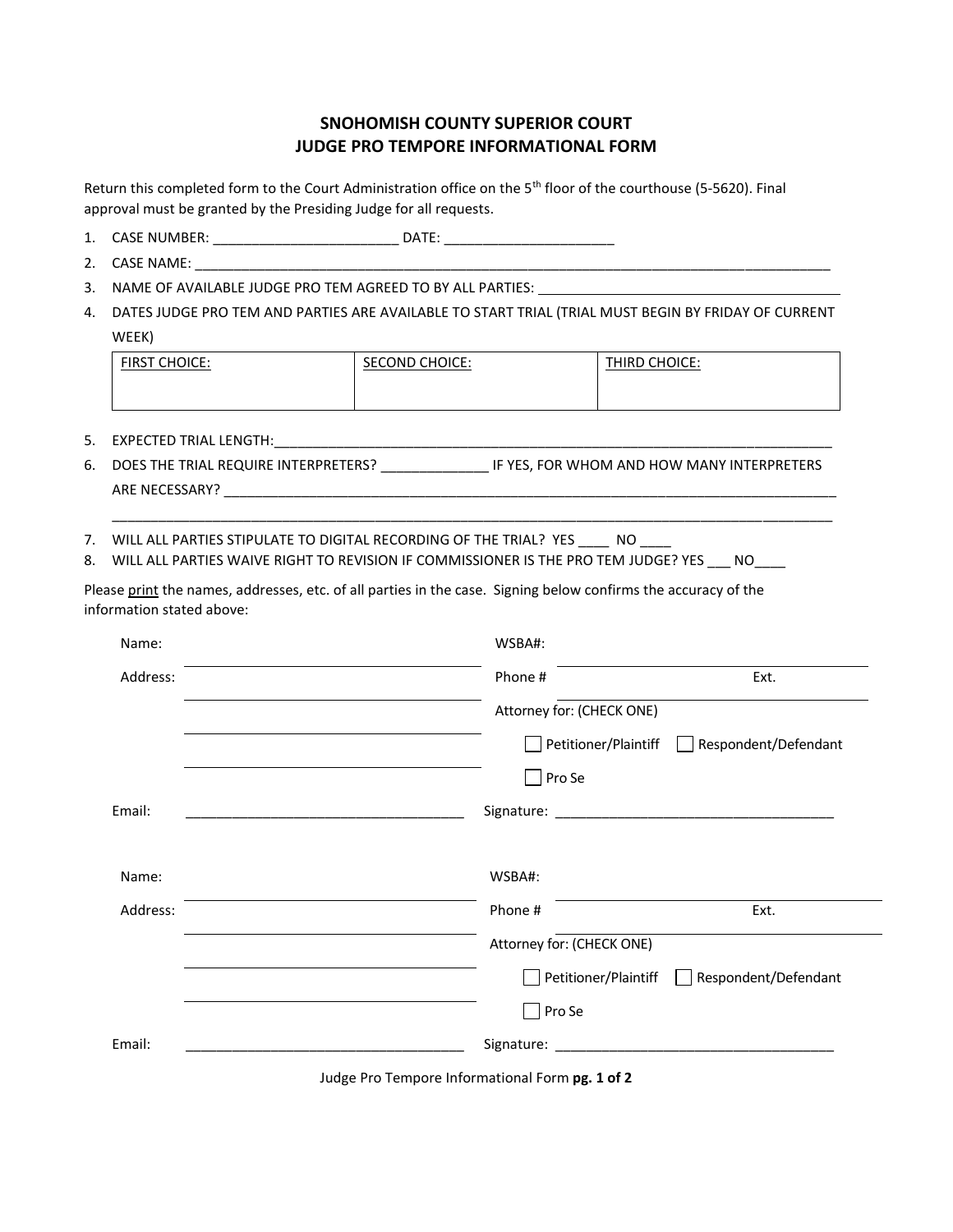# SNOHOMISH COUNTY SUPERIOR COURT
## JUDGE PRO TEMPORE INFORMATIONAL FORM

Return this completed form to the Court Administration office on the 5th floor of the courthouse (5-5620). Final approval must be granted by the Presiding Judge for all requests.

1. CASE NUMBER: ________________________ DATE: _____________________
2. CASE NAME: ______________________________________________________________________________________
3. NAME OF AVAILABLE JUDGE PRO TEM AGREED TO BY ALL PARTIES: ________________________________________
4. DATES JUDGE PRO TEM AND PARTIES ARE AVAILABLE TO START TRIAL (TRIAL MUST BEGIN BY FRIDAY OF CURRENT WEEK)

| FIRST CHOICE: | SECOND CHOICE: | THIRD CHOICE: |
|---|---|---|
| | | |

5. EXPECTED TRIAL LENGTH:__________________________________________________________________________
6. DOES THE TRIAL REQUIRE INTERPRETERS? _____________ IF YES, FOR WHOM AND HOW MANY INTERPRETERS ARE NECESSARY? ________________________________________________________________________________
_____________________________________________________________________________________________
7. WILL ALL PARTIES STIPULATE TO DIGITAL RECORDING OF THE TRIAL? YES ____ NO ____
8. WILL ALL PARTIES WAIVE RIGHT TO REVISION IF COMMISSIONER IS THE PRO TEM JUDGE? YES ___ NO____

Please print the names, addresses, etc. of all parties in the case. Signing below confirms the accuracy of the information stated above:

Name: ____________________________________ WSBA#: ____________________________________

Address: __________________________________ Phone # ______________________ Ext. ________

__________________________________________ Attorney for: (CHECK ONE)

__________________________________________ ☐ Petitioner/Plaintiff ☐ Respondent/Defendant

__________________________________________ ☐ Pro Se

Email: ____________________________________ Signature: ____________________________________

Name: ____________________________________ WSBA#: ____________________________________

Address: __________________________________ Phone # ______________________ Ext. ________

__________________________________________ Attorney for: (CHECK ONE)

__________________________________________ ☐ Petitioner/Plaintiff ☐ Respondent/Defendant

__________________________________________ ☐ Pro Se

Email: ____________________________________ Signature: ____________________________________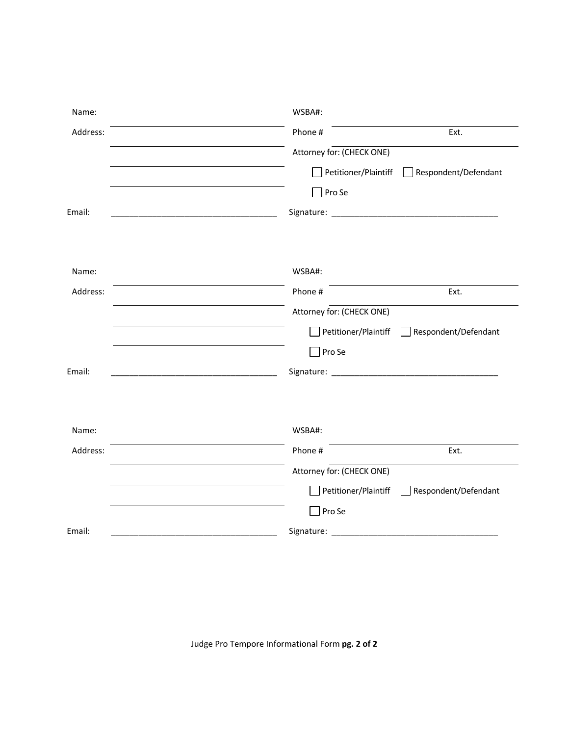Name: ______________________ WSBA#: ______________________

Address: ______________________ Phone # ______________________ Ext.

______________________

______________________

Attorney for: (CHECK ONE)

☐ Petitioner/Plaintiff ☐ Respondent/Defendant

☐ Pro Se

Email: ___________________________________ Signature: ___________________________________

Name: ______________________ WSBA#: ______________________

Address: ______________________ Phone # ______________________ Ext.

______________________

______________________

Attorney for: (CHECK ONE)

☐ Petitioner/Plaintiff ☐ Respondent/Defendant

☐ Pro Se

Email: ___________________________________ Signature: ___________________________________

Name: ______________________ WSBA#: ______________________

Address: ______________________ Phone # ______________________ Ext.

______________________

______________________

Attorney for: (CHECK ONE)

☐ Petitioner/Plaintiff ☐ Respondent/Defendant

☐ Pro Se

Email: ___________________________________ Signature: ___________________________________